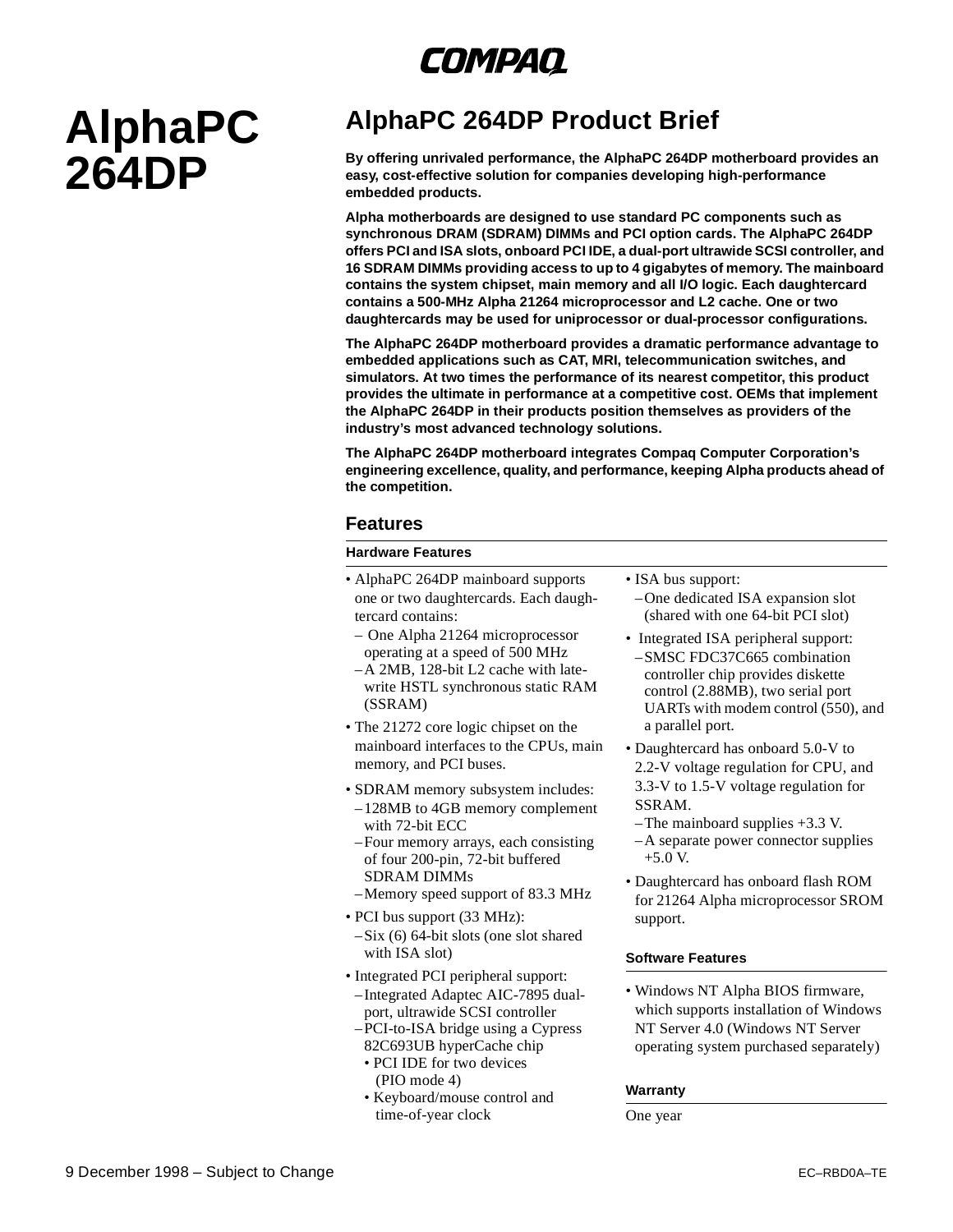COMPAQ

# AlphaPC 264DP

## AlphaPC 264DP Product Brief

**By offering unrivaled performance, the AlphaPC 264DP motherboard provides an easy, cost-effective solution for companies developing high-performance embedded products.**

**Alpha motherboards are designed to use standard PC components such as synchronous DRAM (SDRAM) DIMMs and PCI option cards. The AlphaPC 264DP offers PCI and ISA slots, onboard PCI IDE, a dual-port ultrawide SCSI controller, and 16 SDRAM DIMMs providing access to up to 4 gigabytes of memory. The mainboard contains the system chipset, main memory and all I/O logic. Each daughtercard contains a 500-MHz Alpha 21264 microprocessor and L2 cache. One or two daughtercards may be used for uniprocessor or dual-processor configurations.**

**The AlphaPC 264DP motherboard provides a dramatic performance advantage to embedded applications such as CAT, MRI, telecommunication switches, and simulators. At two times the performance of its nearest competitor, this product provides the ultimate in performance at a competitive cost. OEMs that implement the AlphaPC 264DP in their products position themselves as providers of the industry's most advanced technology solutions.**

**The AlphaPC 264DP motherboard integrates Compaq Computer Corporation's engineering excellence, quality, and performance, keeping Alpha products ahead of the competition.**

### Features

#### Hardware Features

- AlphaPC 264DP mainboard supports one or two daughtercards. Each daughtercard contains:
  - One Alpha 21264 microprocessor operating at a speed of 500 MHz
  - A 2MB, 128-bit L2 cache with late-write HSTL synchronous static RAM (SSRAM)
- The 21272 core logic chipset on the mainboard interfaces to the CPUs, main memory, and PCI buses.
- SDRAM memory subsystem includes:
  - 128MB to 4GB memory complement with 72-bit ECC
  - Four memory arrays, each consisting of four 200-pin, 72-bit buffered SDRAM DIMMs
  - Memory speed support of 83.3 MHz
- PCI bus support (33 MHz):
  - Six (6) 64-bit slots (one slot shared with ISA slot)
- Integrated PCI peripheral support:
  - Integrated Adaptec AIC-7895 dual-port, ultrawide SCSI controller
  - PCI-to-ISA bridge using a Cypress 82C693UB hyperCache chip
    - PCI IDE for two devices (PIO mode 4)
    - Keyboard/mouse control and time-of-year clock
- ISA bus support:
  - One dedicated ISA expansion slot (shared with one 64-bit PCI slot)
- Integrated ISA peripheral support:
  - SMSC FDC37C665 combination controller chip provides diskette control (2.88MB), two serial port UARTs with modem control (550), and a parallel port.
- Daughtercard has onboard 5.0-V to 2.2-V voltage regulation for CPU, and 3.3-V to 1.5-V voltage regulation for SSRAM.
  - The mainboard supplies +3.3 V.
  - A separate power connector supplies +5.0 V.
- Daughtercard has onboard flash ROM for 21264 Alpha microprocessor SROM support.

#### Software Features

- Windows NT Alpha BIOS firmware, which supports installation of Windows NT Server 4.0 (Windows NT Server operating system purchased separately)

#### Warranty

One year

9 December 1998 – Subject to Change

EC–RBD0A–TE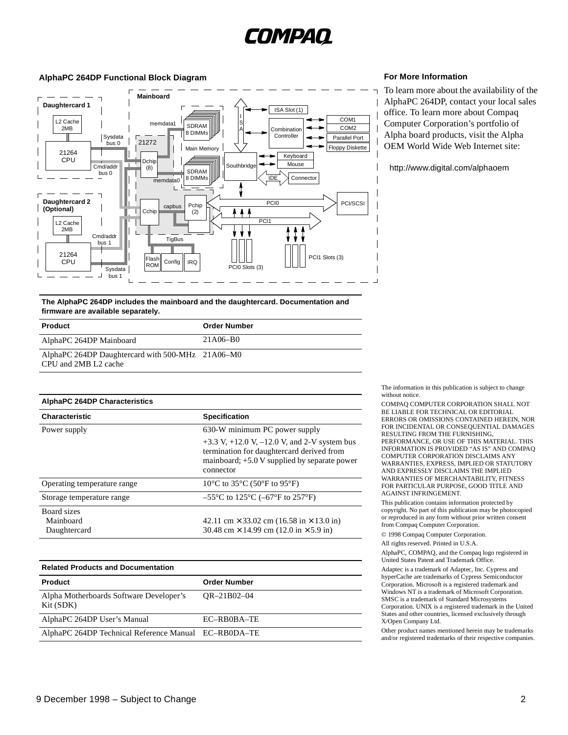## AlphaPC 264DP Functional Block Diagram

Mainboard

Daughtercard 1

L2 Cache 2MB

21264 CPU

Sysdata bus 0

Cmd/addr bus 0

Daughtercard 2 (Optional)

L2 Cache 2MB

21264 CPU

Cmd/addr bus 1

Sysdata bus 1

memdata1

SDRAM 8 DIMMs

21272

Dchip (8)

Main Memory

SDRAM 8 DIMMs

memdata0

Cchip

capbus

Pchip (2)

TigBus

Flash ROM

Config

IRQ

ISA

ISA Slot (1)

Combination Controller

COM1

COM2

Parallel Port

Floppy Diskette

Southbridge

Keyboard

Mouse

IDE

Connector

PCI0

PCI/SCSI

PCI1

PCI0 Slots (3)

PCI1 Slots (3)

**The AlphaPC 264DP includes the mainboard and the daughtercard. Documentation and firmware are available separately.**

| Product | Order Number |
|---|---|
| AlphaPC 264DP Mainboard | 21A06–B0 |
| AlphaPC 264DP Daughtercard with 500-MHz CPU and 2MB L2 cache | 21A06–M0 |

**AlphaPC 264DP Characteristics**

| Characteristic | Specification |
|---|---|
| Power supply | 630-W minimum PC power supply<br>+3.3 V, +12.0 V, –12.0 V, and 2-V system bus termination for daughtercard derived from mainboard; +5.0 V supplied by separate power connector |
| Operating temperature range | 10°C to 35°C (50°F to 95°F) |
| Storage temperature range | –55°C to 125°C (–67°F to 257°F) |
| Board sizes<br>Mainboard<br>Daughtercard | <br>42.11 cm × 33.02 cm (16.58 in × 13.0 in)<br>30.48 cm × 14.99 cm (12.0 in × 5.9 in) |

**Related Products and Documentation**

| Product | Order Number |
|---|---|
| Alpha Motherboards Software Developer's Kit (SDK) | QR–21B02–04 |
| AlphaPC 264DP User's Manual | EC–RB0BA–TE |
| AlphaPC 264DP Technical Reference Manual | EC–RB0DA–TE |

### For More Information

To learn more about the availability of the AlphaPC 264DP, contact your local sales office. To learn more about Compaq Computer Corporation's portfolio of Alpha board products, visit the Alpha OEM World Wide Web Internet site:

http://www.digital.com/alphaoem

The information in this publication is subject to change without notice.

COMPAQ COMPUTER CORPORATION SHALL NOT BE LIABLE FOR TECHNICAL OR EDITORIAL ERRORS OR OMISSIONS CONTAINED HEREIN, NOR FOR INCIDENTAL OR CONSEQUENTIAL DAMAGES RESULTING FROM THE FURNISHING, PERFORMANCE, OR USE OF THIS MATERIAL. THIS INFORMATION IS PROVIDED "AS IS" AND COMPAQ COMPUTER CORPORATION DISCLAIMS ANY WARRANTIES, EXPRESS, IMPLIED OR STATUTORY AND EXPRESSLY DISCLAIMS THE IMPLIED WARRANTIES OF MERCHANTABILITY, FITNESS FOR PARTICULAR PURPOSE, GOOD TITLE AND AGAINST INFRINGEMENT.

This publication contains information protected by copyright. No part of this publication may be photocopied or reproduced in any form without prior written consent from Compaq Computer Corporation.

© 1998 Compaq Computer Corporation.

All rights reserved. Printed in U.S.A.

AlphaPC, COMPAQ, and the Compaq logo registered in United States Patent and Trademark Office.

Adaptec is a trademark of Adaptec, Inc. Cypress and hyperCache are trademarks of Cypress Semiconductor Corporation. Microsoft is a registered trademark and Windows NT is a trademark of Microsoft Corporation. SMSC is a trademark of Standard Microsystems Corporation. UNIX is a registered trademark in the United States and other countries, licensed exclusively through X/Open Company Ltd.

Other product names mentioned herein may be trademarks and/or registered trademarks of their respective companies.

9 December 1998 – Subject to Change